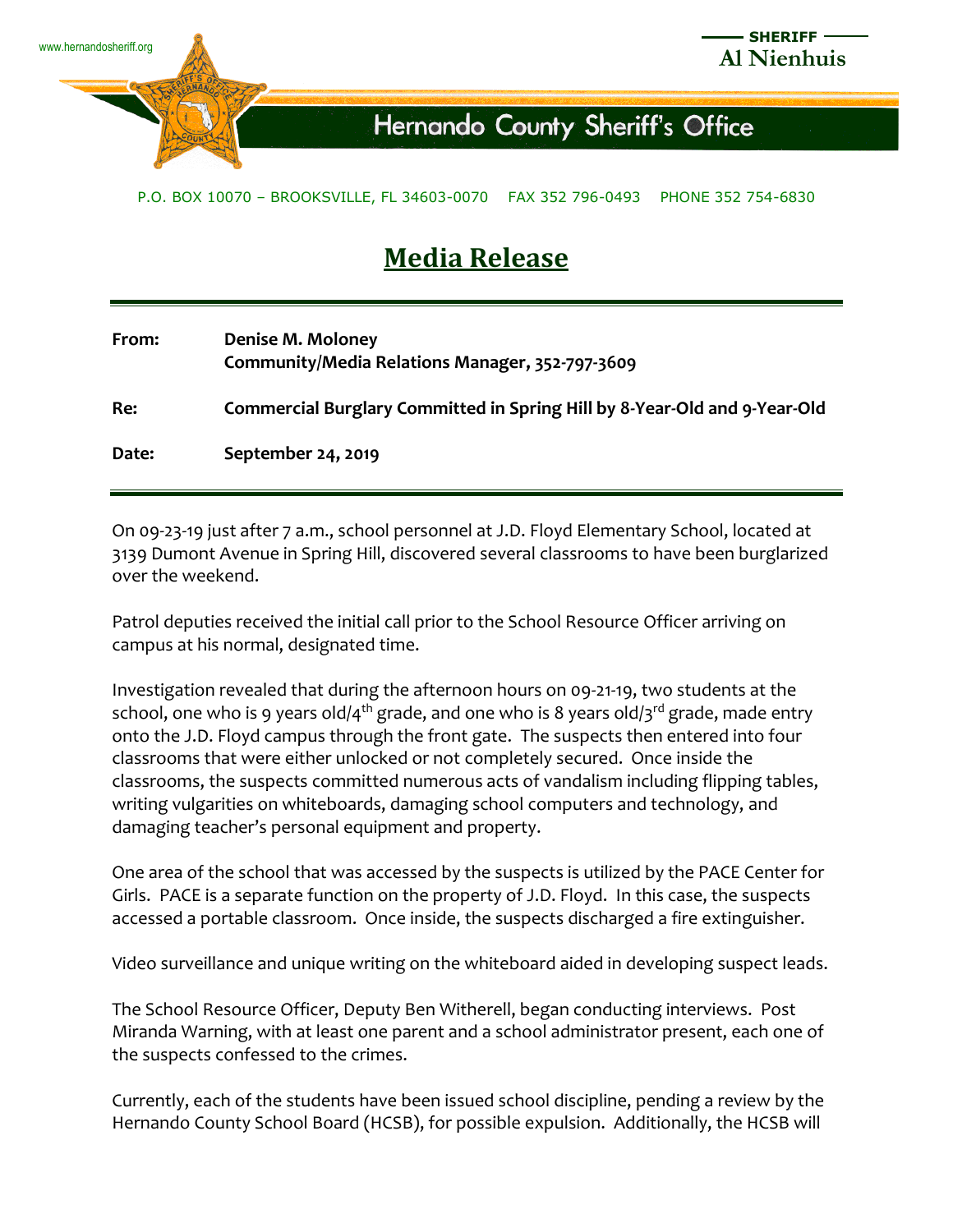www.hernandosheriff.org

**SHERIFF**
**Al Nienhuis**

**Hernando County Sheriff's Office**

P.O. BOX 10070 – BROOKSVILLE, FL 34603-0070 FAX 352 796-0493 PHONE 352 754-6830

# Media Release

| | |
|---|---|
| **From:** | **Denise M. Moloney**<br>**Community/Media Relations Manager, 352-797-3609** |
| **Re:** | **Commercial Burglary Committed in Spring Hill by 8-Year-Old and 9-Year-Old** |
| **Date:** | **September 24, 2019** |

On 09-23-19 just after 7 a.m., school personnel at J.D. Floyd Elementary School, located at 3139 Dumont Avenue in Spring Hill, discovered several classrooms to have been burglarized over the weekend.

Patrol deputies received the initial call prior to the School Resource Officer arriving on campus at his normal, designated time.

Investigation revealed that during the afternoon hours on 09-21-19, two students at the school, one who is 9 years old/4th grade, and one who is 8 years old/3rd grade, made entry onto the J.D. Floyd campus through the front gate. The suspects then entered into four classrooms that were either unlocked or not completely secured. Once inside the classrooms, the suspects committed numerous acts of vandalism including flipping tables, writing vulgarities on whiteboards, damaging school computers and technology, and damaging teacher's personal equipment and property.

One area of the school that was accessed by the suspects is utilized by the PACE Center for Girls. PACE is a separate function on the property of J.D. Floyd. In this case, the suspects accessed a portable classroom. Once inside, the suspects discharged a fire extinguisher.

Video surveillance and unique writing on the whiteboard aided in developing suspect leads.

The School Resource Officer, Deputy Ben Witherell, began conducting interviews. Post Miranda Warning, with at least one parent and a school administrator present, each one of the suspects confessed to the crimes.

Currently, each of the students have been issued school discipline, pending a review by the Hernando County School Board (HCSB), for possible expulsion. Additionally, the HCSB will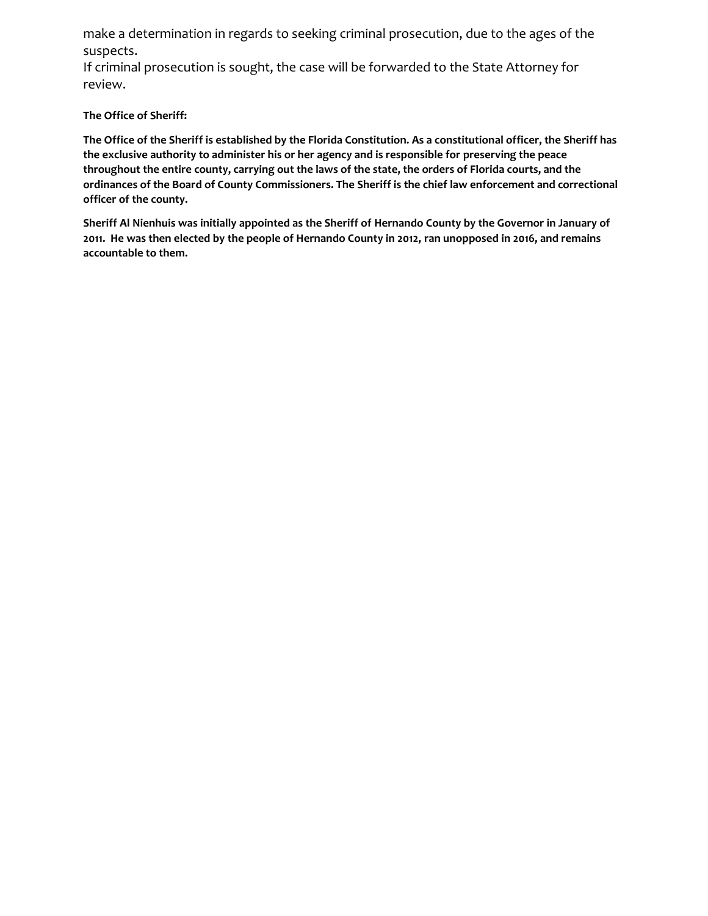make a determination in regards to seeking criminal prosecution, due to the ages of the suspects.
If criminal prosecution is sought, the case will be forwarded to the State Attorney for review.

**The Office of Sheriff:**

**The Office of the Sheriff is established by the Florida Constitution. As a constitutional officer, the Sheriff has the exclusive authority to administer his or her agency and is responsible for preserving the peace throughout the entire county, carrying out the laws of the state, the orders of Florida courts, and the ordinances of the Board of County Commissioners. The Sheriff is the chief law enforcement and correctional officer of the county.**

**Sheriff Al Nienhuis was initially appointed as the Sheriff of Hernando County by the Governor in January of 2011. He was then elected by the people of Hernando County in 2012, ran unopposed in 2016, and remains accountable to them.**